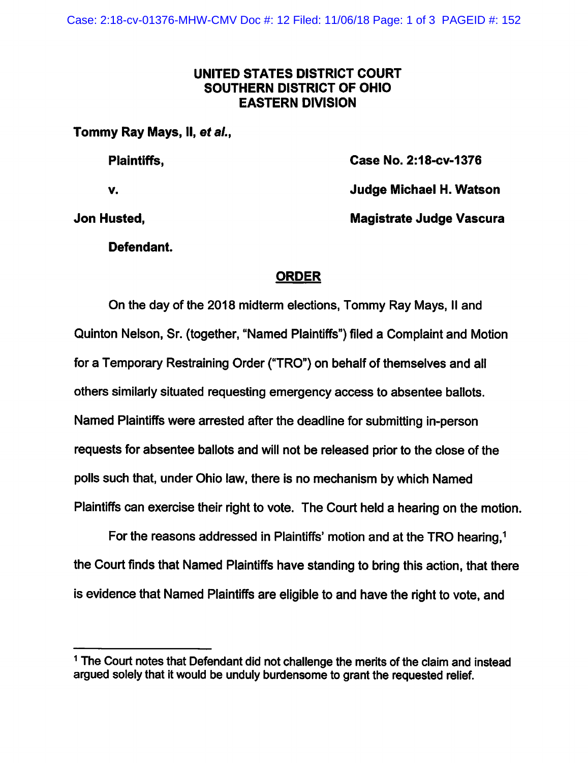**UNITED STATES DISTRICT COURT**
**SOUTHERN DISTRICT OF OHIO**
**EASTERN DIVISION**

**Tommy Ray Mays, II, *et al.*,**

**Plaintiffs,**

**v.**

**Jon Husted,**

**Defendant.**

**Case No. 2:18-cv-1376**

**Judge Michael H. Watson**

**Magistrate Judge Vascura**

## ORDER

On the day of the 2018 midterm elections, Tommy Ray Mays, II and Quinton Nelson, Sr. (together, "Named Plaintiffs") filed a Complaint and Motion for a Temporary Restraining Order ("TRO") on behalf of themselves and all others similarly situated requesting emergency access to absentee ballots. Named Plaintiffs were arrested after the deadline for submitting in-person requests for absentee ballots and will not be released prior to the close of the polls such that, under Ohio law, there is no mechanism by which Named Plaintiffs can exercise their right to vote. The Court held a hearing on the motion.

For the reasons addressed in Plaintiffs' motion and at the TRO hearing,[1] the Court finds that Named Plaintiffs have standing to bring this action, that there is evidence that Named Plaintiffs are eligible to and have the right to vote, and

[1] The Court notes that Defendant did not challenge the merits of the claim and instead argued solely that it would be unduly burdensome to grant the requested relief.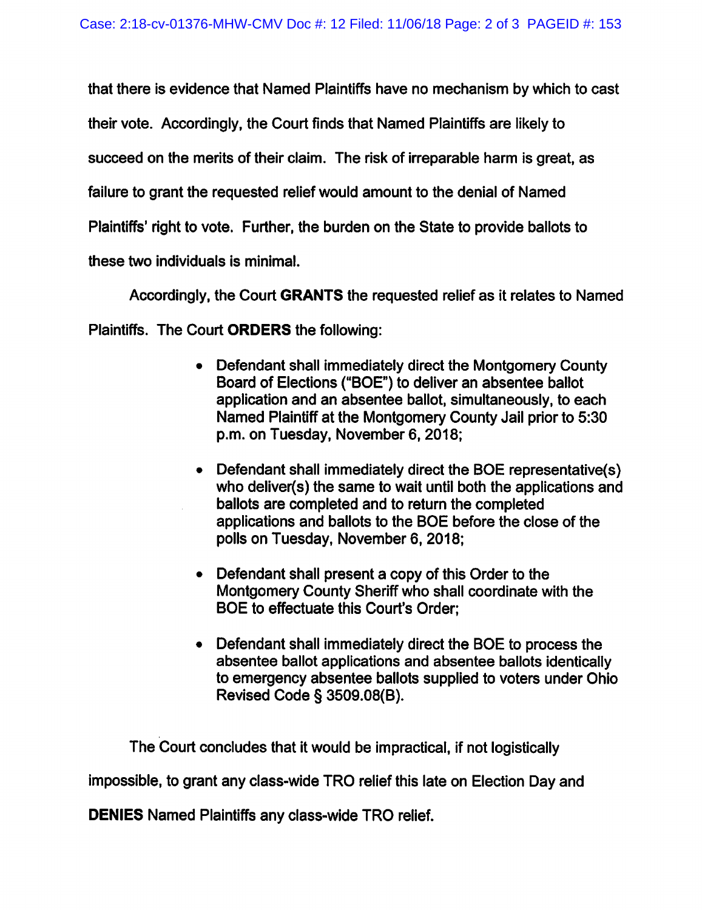that there is evidence that Named Plaintiffs have no mechanism by which to cast their vote. Accordingly, the Court finds that Named Plaintiffs are likely to succeed on the merits of their claim. The risk of irreparable harm is great, as failure to grant the requested relief would amount to the denial of Named Plaintiffs' right to vote. Further, the burden on the State to provide ballots to these two individuals is minimal.

Accordingly, the Court **GRANTS** the requested relief as it relates to Named Plaintiffs. The Court **ORDERS** the following:

- Defendant shall immediately direct the Montgomery County Board of Elections ("BOE") to deliver an absentee ballot application and an absentee ballot, simultaneously, to each Named Plaintiff at the Montgomery County Jail prior to 5:30 p.m. on Tuesday, November 6, 2018;

- Defendant shall immediately direct the BOE representative(s) who deliver(s) the same to wait until both the applications and ballots are completed and to return the completed applications and ballots to the BOE before the close of the polls on Tuesday, November 6, 2018;

- Defendant shall present a copy of this Order to the Montgomery County Sheriff who shall coordinate with the BOE to effectuate this Court's Order;

- Defendant shall immediately direct the BOE to process the absentee ballot applications and absentee ballots identically to emergency absentee ballots supplied to voters under Ohio Revised Code § 3509.08(B).

The Court concludes that it would be impractical, if not logistically impossible, to grant any class-wide TRO relief this late on Election Day and **DENIES** Named Plaintiffs any class-wide TRO relief.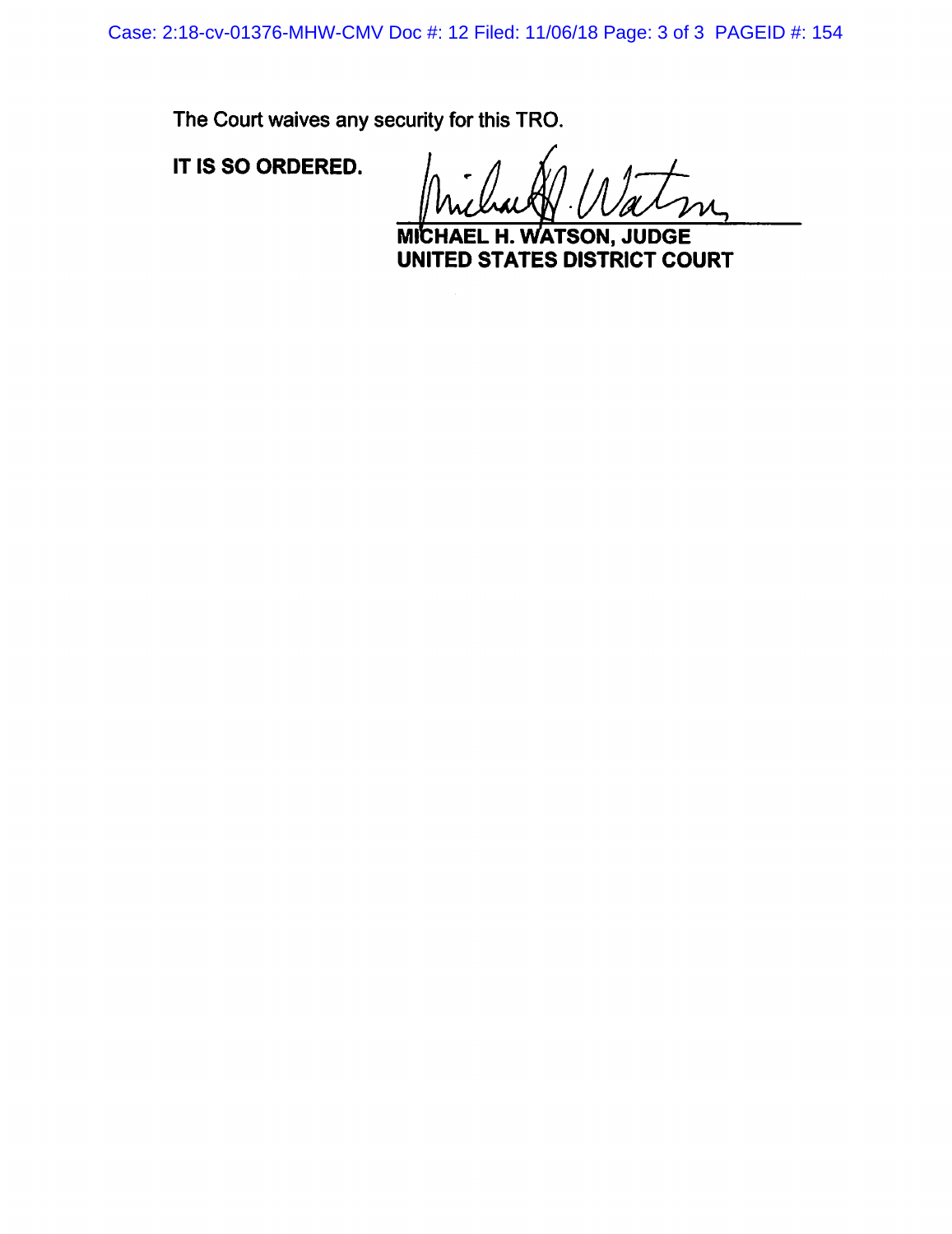The Court waives any security for this TRO.

**IT IS SO ORDERED.**

**MICHAEL H. WATSON, JUDGE**
**UNITED STATES DISTRICT COURT**